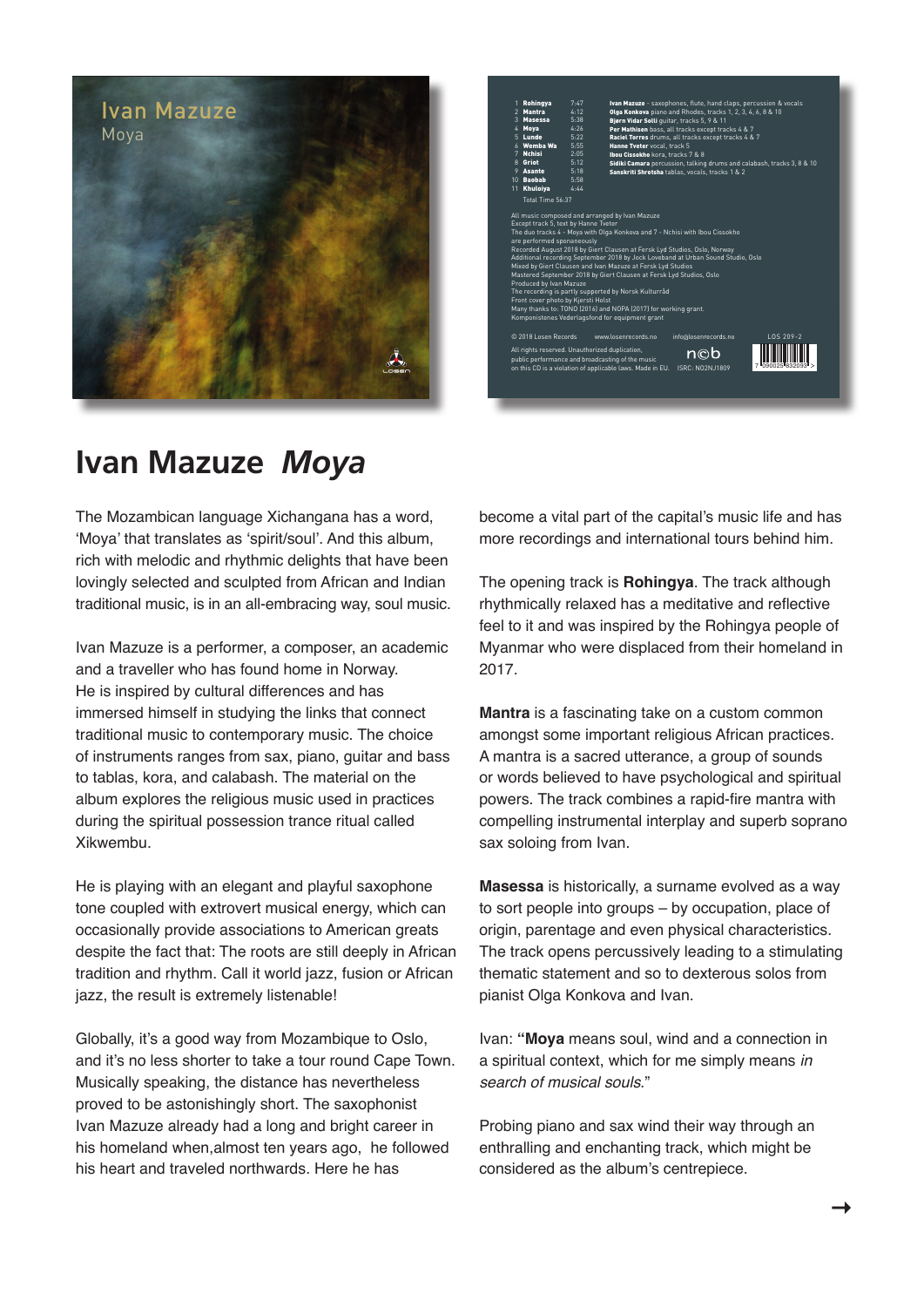Ivan Mazuze
Moya

| | Track | Time |
|---|---|---|
| 1 | **Rohingya** | 7:47 |
| 2 | **Mantra** | 4:12 |
| 3 | **Masessa** | 5:38 |
| 4 | **Moya** | 4:26 |
| 5 | **Lunde** | 5:22 |
| 6 | **Wemba Wa** | 5:55 |
| 7 | **Nchisi** | 2:05 |
| 8 | **Griot** | 5:12 |
| 9 | **Asante** | 5:18 |
| 10 | **Baobab** | 5:58 |
| 11 | **Khuloiya** | 4:44 |

Total Time 56:37

**Ivan Mazuze** - saxophones, flute, hand claps, percussion & vocals
**Olga Konkova** piano and Rhodes, tracks 1, 2, 3, 4, 6, 8 & 10
**Bjørn Vidar Solli** guitar, tracks 5, 9 & 11
**Per Mathisen** bass, all tracks except tracks 4 & 7
**Raciel Torres** drums, all tracks except tracks 4 & 7
**Hanne Tveter** vocal, track 5
**Ibou Cissokho** kora, tracks 7 & 8
**Sidiki Camara** percussion, talking drums and calabash, tracks 3, 8 & 10
**Sanskriti Shrestha** tablas, vocals, tracks 1 & 2

All music composed and arranged by Ivan Mazuze
Except track 5, text by Hanne Tveter
The duo tracks 4 - Moya with Olga Konkova and 7 - Nchisi with Ibou Cissokho are performed spontaneously
Recorded August 2018 by Giert Clausen at Fersk Lyd Studios, Oslo, Norway
Additional recording September 2018 by Jock Loveband at Urban Sound Studio, Oslo
Mixed by Giert Clausen and Ivan Mazuze at Fersk Lyd Studios
Mastered September 2018 by Giert Clausen at Fersk Lyd Studios, Oslo
Produced by Ivan Mazuze
The recording is partly supported by Norsk Kulturråd
Front cover photo by Kjersti Holst
Many thanks to: TONO (2016) and NOPA (2017) for working grant.
Komponistenes Vederlagsfond for equipment grant

© 2018 Losen Records www.losenrecords.no info@losenrecords.no LOS 209-2

All rights reserved. Unauthorized duplication, public performance and broadcasting of the music on this CD is a violation of applicable laws. Made in EU. ISRC: NO2NJ1809

# Ivan Mazuze *Moya*

The Mozambican language Xichangana has a word, 'Moya' that translates as 'spirit/soul'. And this album, rich with melodic and rhythmic delights that have been lovingly selected and sculpted from African and Indian traditional music, is in an all-embracing way, soul music.

Ivan Mazuze is a performer, a composer, an academic and a traveller who has found home in Norway. He is inspired by cultural differences and has immersed himself in studying the links that connect traditional music to contemporary music. The choice of instruments ranges from sax, piano, guitar and bass to tablas, kora, and calabash. The material on the album explores the religious music used in practices during the spiritual possession trance ritual called Xikwembu.

He is playing with an elegant and playful saxophone tone coupled with extrovert musical energy, which can occasionally provide associations to American greats despite the fact that: The roots are still deeply in African tradition and rhythm. Call it world jazz, fusion or African jazz, the result is extremely listenable!

Globally, it's a good way from Mozambique to Oslo, and it's no less shorter to take a tour round Cape Town. Musically speaking, the distance has nevertheless proved to be astonishingly short. The saxophonist Ivan Mazuze already had a long and bright career in his homeland when,almost ten years ago, he followed his heart and traveled northwards. Here he has become a vital part of the capital's music life and has more recordings and international tours behind him.

The opening track is **Rohingya**. The track although rhythmically relaxed has a meditative and reflective feel to it and was inspired by the Rohingya people of Myanmar who were displaced from their homeland in 2017.

**Mantra** is a fascinating take on a custom common amongst some important religious African practices. A mantra is a sacred utterance, a group of sounds or words believed to have psychological and spiritual powers. The track combines a rapid-fire mantra with compelling instrumental interplay and superb soprano sax soloing from Ivan.

**Masessa** is historically, a surname evolved as a way to sort people into groups – by occupation, place of origin, parentage and even physical characteristics. The track opens percussively leading to a stimulating thematic statement and so to dexterous solos from pianist Olga Konkova and Ivan.

Ivan: "**Moya** means soul, wind and a connection in a spiritual context, which for me simply means *in search of musical souls*."

Probing piano and sax wind their way through an enthralling and enchanting track, which might be considered as the album's centrepiece.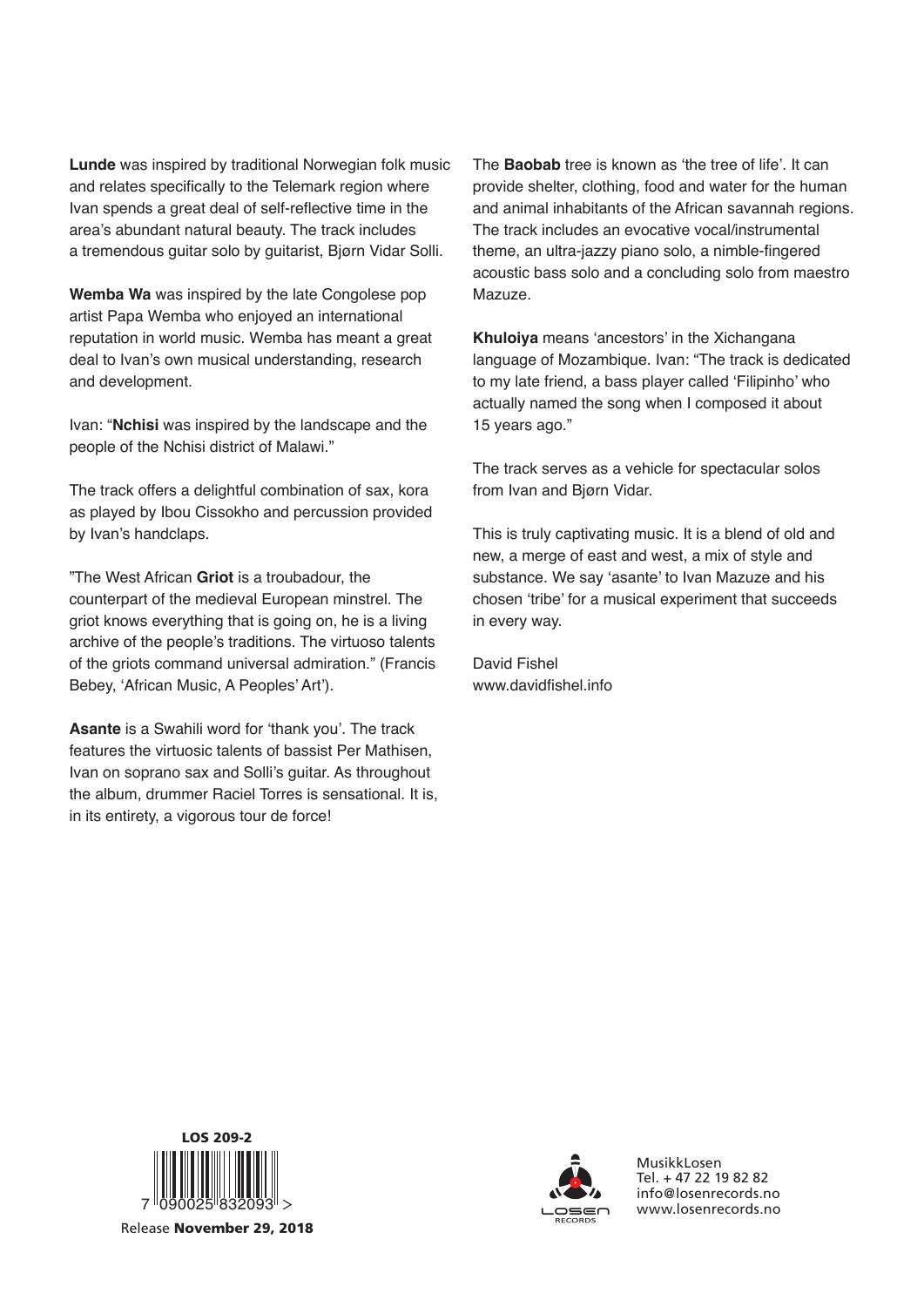**Lunde** was inspired by traditional Norwegian folk music and relates specifically to the Telemark region where Ivan spends a great deal of self-reflective time in the area's abundant natural beauty. The track includes a tremendous guitar solo by guitarist, Bjørn Vidar Solli.

**Wemba Wa** was inspired by the late Congolese pop artist Papa Wemba who enjoyed an international reputation in world music. Wemba has meant a great deal to Ivan's own musical understanding, research and development.

Ivan: "**Nchisi** was inspired by the landscape and the people of the Nchisi district of Malawi."

The track offers a delightful combination of sax, kora as played by Ibou Cissokho and percussion provided by Ivan's handclaps.

"The West African **Griot** is a troubadour, the counterpart of the medieval European minstrel. The griot knows everything that is going on, he is a living archive of the people's traditions. The virtuoso talents of the griots command universal admiration." (Francis Bebey, 'African Music, A Peoples' Art').

**Asante** is a Swahili word for 'thank you'. The track features the virtuosic talents of bassist Per Mathisen, Ivan on soprano sax and Solli's guitar. As throughout the album, drummer Raciel Torres is sensational. It is, in its entirety, a vigorous tour de force!

The **Baobab** tree is known as 'the tree of life'. It can provide shelter, clothing, food and water for the human and animal inhabitants of the African savannah regions. The track includes an evocative vocal/instrumental theme, an ultra-jazzy piano solo, a nimble-fingered acoustic bass solo and a concluding solo from maestro Mazuze.

**Khuloiya** means 'ancestors' in the Xichangana language of Mozambique. Ivan: "The track is dedicated to my late friend, a bass player called 'Filipinho' who actually named the song when I composed it about 15 years ago."

The track serves as a vehicle for spectacular solos from Ivan and Bjørn Vidar.

This is truly captivating music. It is a blend of old and new, a merge of east and west, a mix of style and substance. We say 'asante' to Ivan Mazuze and his chosen 'tribe' for a musical experiment that succeeds in every way.

David Fishel
www.davidfishel.info

**LOS 209-2**

7 090025 832093 >

Release **November 29, 2018**

MusikkLosen
Tel. + 47 22 19 82 82
info@losenrecords.no
www.losenrecords.no